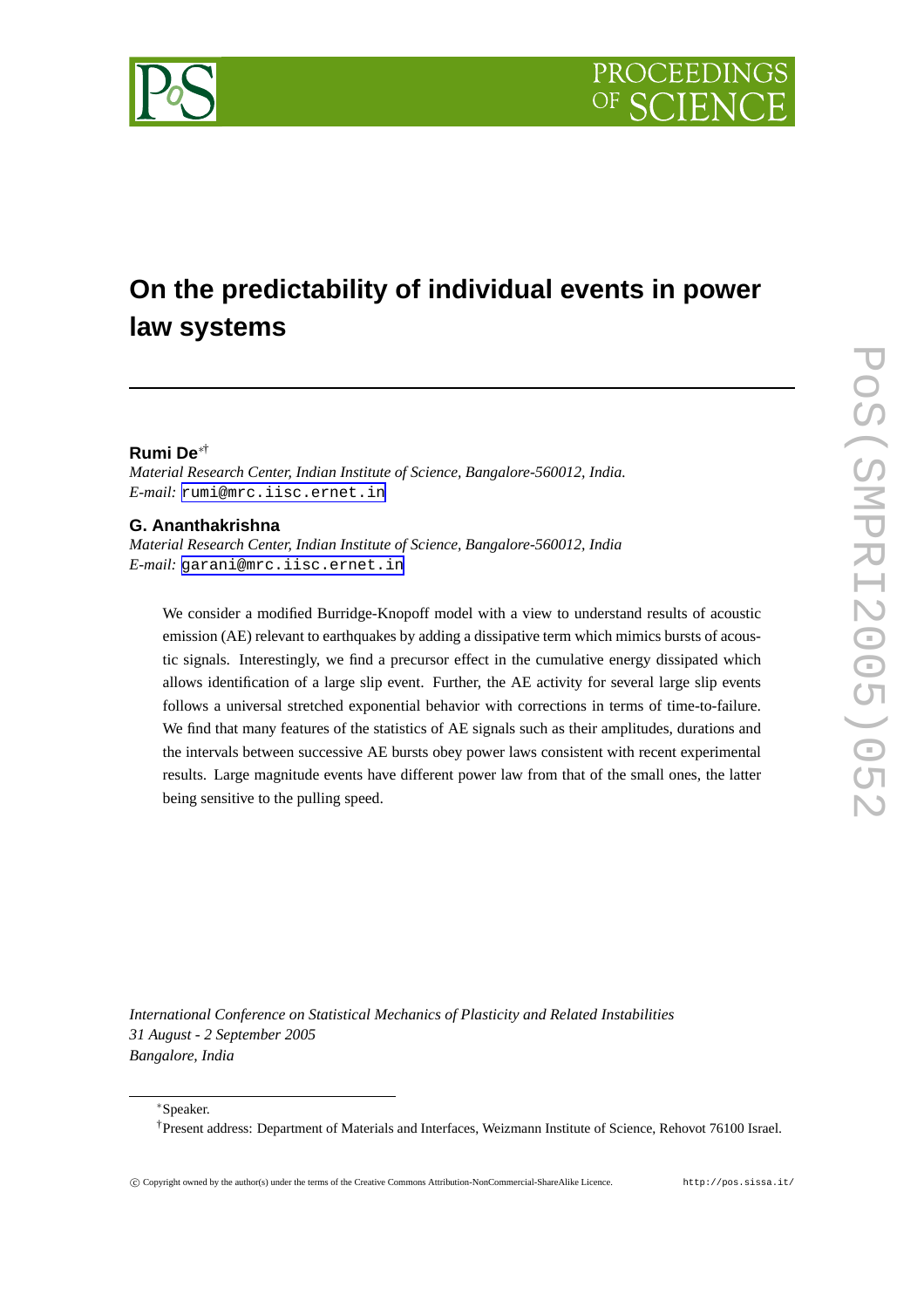# On the predictability of individual events in power law systems

**Rumi De**[*†]

*Material Research Center, Indian Institute of Science, Bangalore-560012, India.*
*E-mail:* rumi@mrc.iisc.ernet.in

**G. Ananthakrishna**

*Material Research Center, Indian Institute of Science, Bangalore-560012, India*
*E-mail:* garani@mrc.iisc.ernet.in

We consider a modified Burridge-Knopoff model with a view to understand results of acoustic emission (AE) relevant to earthquakes by adding a dissipative term which mimics bursts of acoustic signals. Interestingly, we find a precursor effect in the cumulative energy dissipated which allows identification of a large slip event. Further, the AE activity for several large slip events follows a universal stretched exponential behavior with corrections in terms of time-to-failure. We find that many features of the statistics of AE signals such as their amplitudes, durations and the intervals between successive AE bursts obey power laws consistent with recent experimental results. Large magnitude events have different power law from that of the small ones, the latter being sensitive to the pulling speed.

*International Conference on Statistical Mechanics of Plasticity and Related Instabilities*
*31 August - 2 September 2005*
*Bangalore, India*

[*]Speaker.

[†]Present address: Department of Materials and Interfaces, Weizmann Institute of Science, Rehovot 76100 Israel.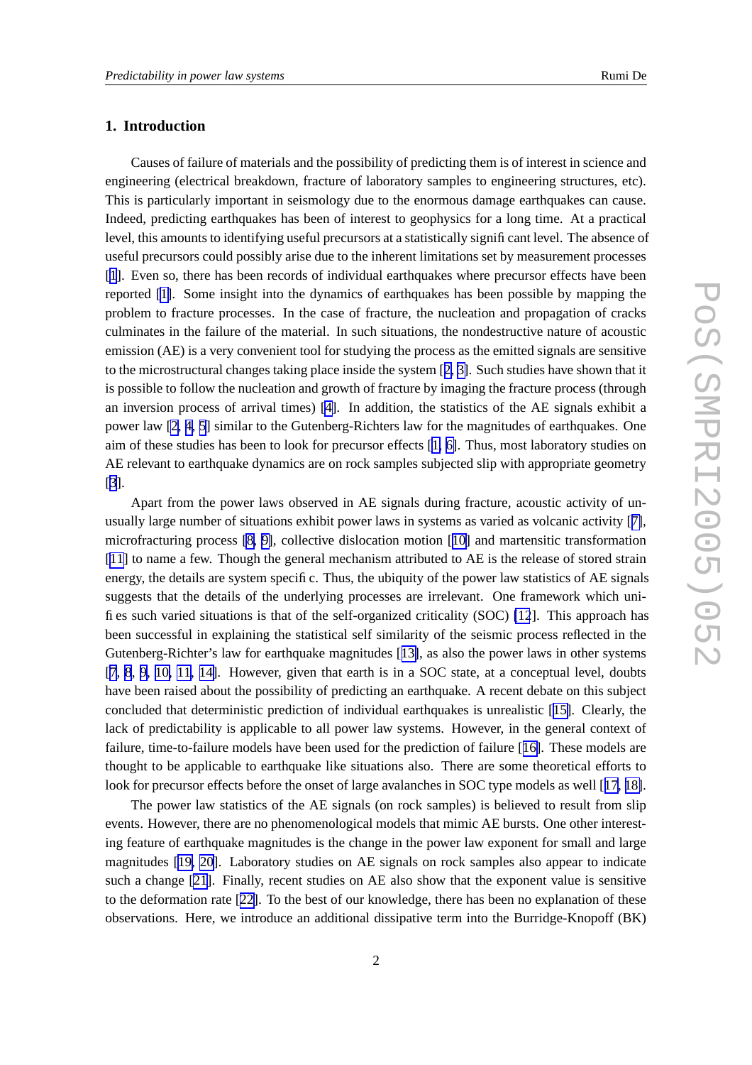## 1. Introduction

Causes of failure of materials and the possibility of predicting them is of interest in science and engineering (electrical breakdown, fracture of laboratory samples to engineering structures, etc). This is particularly important in seismology due to the enormous damage earthquakes can cause. Indeed, predicting earthquakes has been of interest to geophysics for a long time. At a practical level, this amounts to identifying useful precursors at a statistically significant level. The absence of useful precursors could possibly arise due to the inherent limitations set by measurement processes [1]. Even so, there has been records of individual earthquakes where precursor effects have been reported [1]. Some insight into the dynamics of earthquakes has been possible by mapping the problem to fracture processes. In the case of fracture, the nucleation and propagation of cracks culminates in the failure of the material. In such situations, the nondestructive nature of acoustic emission (AE) is a very convenient tool for studying the process as the emitted signals are sensitive to the microstructural changes taking place inside the system [2, 3]. Such studies have shown that it is possible to follow the nucleation and growth of fracture by imaging the fracture process (through an inversion process of arrival times) [4]. In addition, the statistics of the AE signals exhibit a power law [2, 4, 5] similar to the Gutenberg-Richters law for the magnitudes of earthquakes. One aim of these studies has been to look for precursor effects [1, 6]. Thus, most laboratory studies on AE relevant to earthquake dynamics are on rock samples subjected slip with appropriate geometry [3].

Apart from the power laws observed in AE signals during fracture, acoustic activity of unusually large number of situations exhibit power laws in systems as varied as volcanic activity [7], microfracturing process [8, 9], collective dislocation motion [10] and martensitic transformation [11] to name a few. Though the general mechanism attributed to AE is the release of stored strain energy, the details are system specific. Thus, the ubiquity of the power law statistics of AE signals suggests that the details of the underlying processes are irrelevant. One framework which unifies such varied situations is that of the self-organized criticality (SOC) [12]. This approach has been successful in explaining the statistical self similarity of the seismic process reflected in the Gutenberg-Richter's law for earthquake magnitudes [13], as also the power laws in other systems [7, 8, 9, 10, 11, 14]. However, given that earth is in a SOC state, at a conceptual level, doubts have been raised about the possibility of predicting an earthquake. A recent debate on this subject concluded that deterministic prediction of individual earthquakes is unrealistic [15]. Clearly, the lack of predictability is applicable to all power law systems. However, in the general context of failure, time-to-failure models have been used for the prediction of failure [16]. These models are thought to be applicable to earthquake like situations also. There are some theoretical efforts to look for precursor effects before the onset of large avalanches in SOC type models as well [17, 18].

The power law statistics of the AE signals (on rock samples) is believed to result from slip events. However, there are no phenomenological models that mimic AE bursts. One other interesting feature of earthquake magnitudes is the change in the power law exponent for small and large magnitudes [19, 20]. Laboratory studies on AE signals on rock samples also appear to indicate such a change [21]. Finally, recent studies on AE also show that the exponent value is sensitive to the deformation rate [22]. To the best of our knowledge, there has been no explanation of these observations. Here, we introduce an additional dissipative term into the Burridge-Knopoff (BK)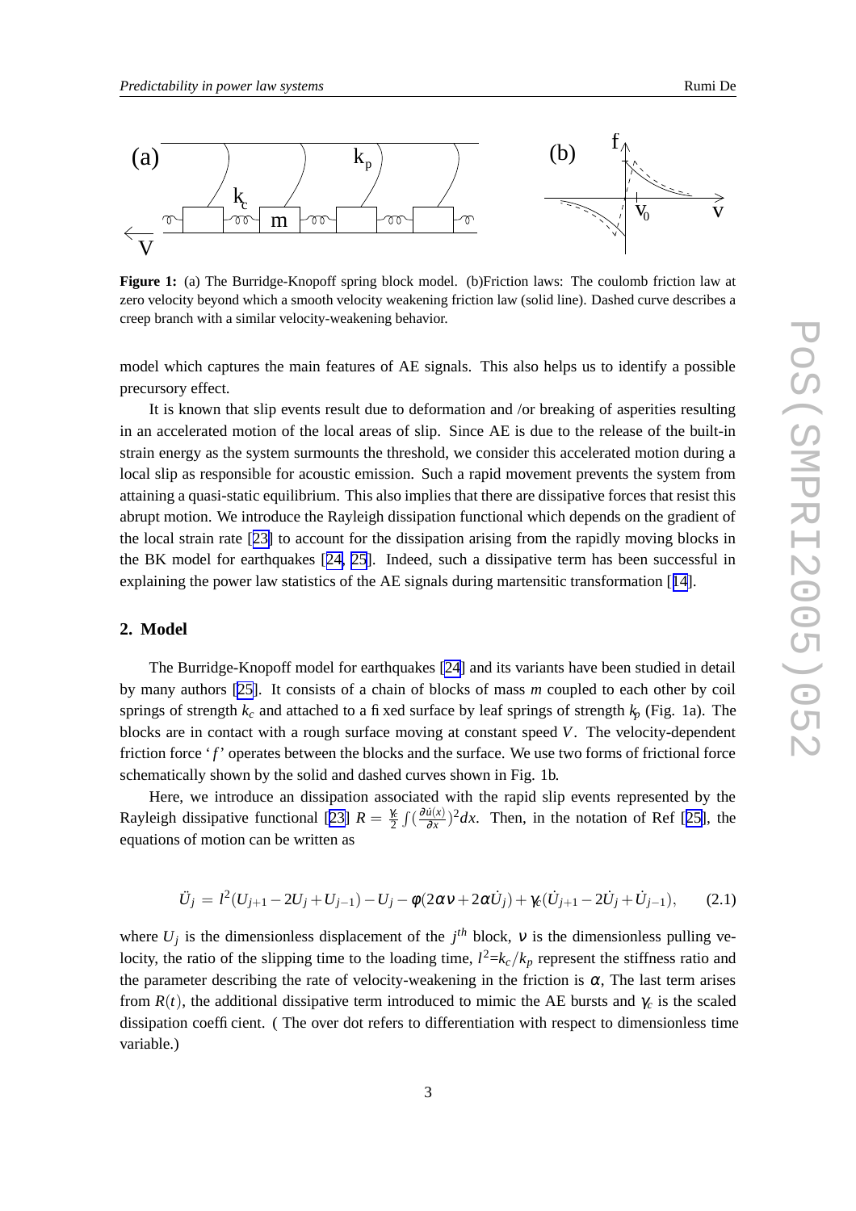**Figure 1:** (a) The Burridge-Knopoff spring block model. (b)Friction laws: The coulomb friction law at zero velocity beyond which a smooth velocity weakening friction law (solid line). Dashed curve describes a creep branch with a similar velocity-weakening behavior.

model which captures the main features of AE signals. This also helps us to identify a possible precursory effect.

It is known that slip events result due to deformation and /or breaking of asperities resulting in an accelerated motion of the local areas of slip. Since AE is due to the release of the built-in strain energy as the system surmounts the threshold, we consider this accelerated motion during a local slip as responsible for acoustic emission. Such a rapid movement prevents the system from attaining a quasi-static equilibrium. This also implies that there are dissipative forces that resist this abrupt motion. We introduce the Rayleigh dissipation functional which depends on the gradient of the local strain rate [23] to account for the dissipation arising from the rapidly moving blocks in the BK model for earthquakes [24, 25]. Indeed, such a dissipative term has been successful in explaining the power law statistics of the AE signals during martensitic transformation [14].

## 2. Model

The Burridge-Knopoff model for earthquakes [24] and its variants have been studied in detail by many authors [25]. It consists of a chain of blocks of mass $m$ coupled to each other by coil springs of strength $k_c$ and attached to a fixed surface by leaf springs of strength $k_p$ (Fig. 1a). The blocks are in contact with a rough surface moving at constant speed $V$. The velocity-dependent friction force '$f$' operates between the blocks and the surface. We use two forms of frictional force schematically shown by the solid and dashed curves shown in Fig. 1b.

Here, we introduce an dissipation associated with the rapid slip events represented by the Rayleigh dissipative functional [23] $R = \frac{\gamma_c}{2}\int(\frac{\partial \dot{u}(x)}{\partial x})^2 dx$. Then, in the notation of Ref [25], the equations of motion can be written as

$$\ddot{U}_j = l^2(U_{j+1} - 2U_j + U_{j-1}) - U_j - \phi(2\alpha\nu + 2\alpha\dot{U}_j) + \gamma_c(\dot{U}_{j+1} - 2\dot{U}_j + \dot{U}_{j-1}), \qquad (2.1)$$

where $U_j$ is the dimensionless displacement of the $j^{th}$ block, $\nu$ is the dimensionless pulling velocity, the ratio of the slipping time to the loading time, $l^2$=$k_c/k_p$ represent the stiffness ratio and the parameter describing the rate of velocity-weakening in the friction is $\alpha$, The last term arises from $R(t)$, the additional dissipative term introduced to mimic the AE bursts and $\gamma_c$ is the scaled dissipation coefficient. ( The over dot refers to differentiation with respect to dimensionless time variable.)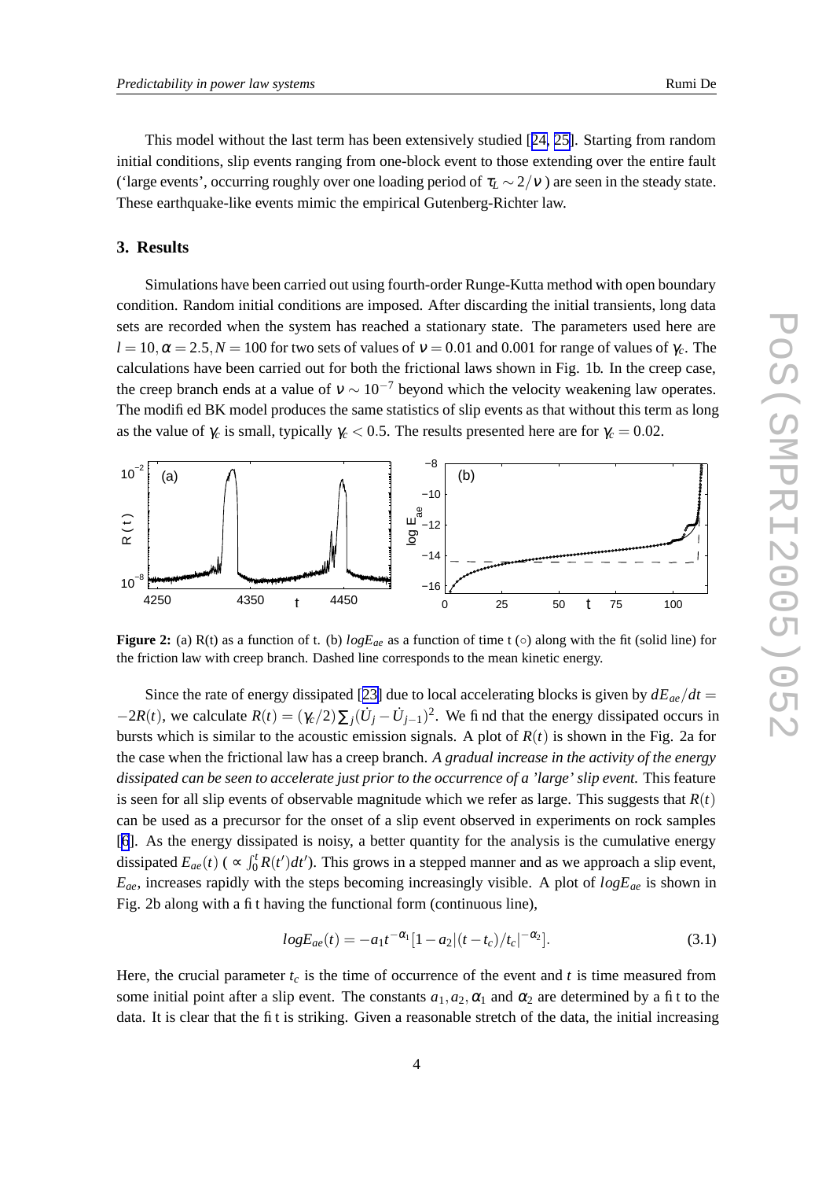This model without the last term has been extensively studied [24, 25]. Starting from random initial conditions, slip events ranging from one-block event to those extending over the entire fault ('large events', occurring roughly over one loading period of $\tau_L \sim 2/\nu$) are seen in the steady state. These earthquake-like events mimic the empirical Gutenberg-Richter law.

## 3. Results

Simulations have been carried out using fourth-order Runge-Kutta method with open boundary condition. Random initial conditions are imposed. After discarding the initial transients, long data sets are recorded when the system has reached a stationary state. The parameters used here are $l = 10, \alpha = 2.5, N = 100$ for two sets of values of $\nu = 0.01$ and 0.001 for range of values of $\gamma_c$. The calculations have been carried out for both the frictional laws shown in Fig. 1b. In the creep case, the creep branch ends at a value of $\nu \sim 10^{-7}$ beyond which the velocity weakening law operates. The modified BK model produces the same statistics of slip events as that without this term as long as the value of $\gamma_c$ is small, typically $\gamma_c < 0.5$. The results presented here are for $\gamma_c = 0.02$.

**Figure 2:** (a) R(t) as a function of t. (b) $log E_{ae}$ as a function of time t (○) along with the fit (solid line) for the friction law with creep branch. Dashed line corresponds to the mean kinetic energy.

Since the rate of energy dissipated [23] due to local accelerating blocks is given by $dE_{ae}/dt = -2R(t)$, we calculate $R(t) = (\gamma_c/2)\sum_j(\dot{U}_j - \dot{U}_{j-1})^2$. We find that the energy dissipated occurs in bursts which is similar to the acoustic emission signals. A plot of $R(t)$ is shown in the Fig. 2a for the case when the frictional law has a creep branch. *A gradual increase in the activity of the energy dissipated can be seen to accelerate just prior to the occurrence of a 'large' slip event.* This feature is seen for all slip events of observable magnitude which we refer as large. This suggests that $R(t)$ can be used as a precursor for the onset of a slip event observed in experiments on rock samples [6]. As the energy dissipated is noisy, a better quantity for the analysis is the cumulative energy dissipated $E_{ae}(t)$ ( $\propto \int_0^t R(t')dt'$). This grows in a stepped manner and as we approach a slip event, $E_{ae}$, increases rapidly with the steps becoming increasingly visible. A plot of $log E_{ae}$ is shown in Fig. 2b along with a fit having the functional form (continuous line),

$$log E_{ae}(t) = -a_1 t^{-\alpha_1}[1 - a_2|(t - t_c)/t_c|^{-\alpha_2}]. \tag{3.1}$$

Here, the crucial parameter $t_c$ is the time of occurrence of the event and $t$ is time measured from some initial point after a slip event. The constants $a_1, a_2, \alpha_1$ and $\alpha_2$ are determined by a fit to the data. It is clear that the fit is striking. Given a reasonable stretch of the data, the initial increasing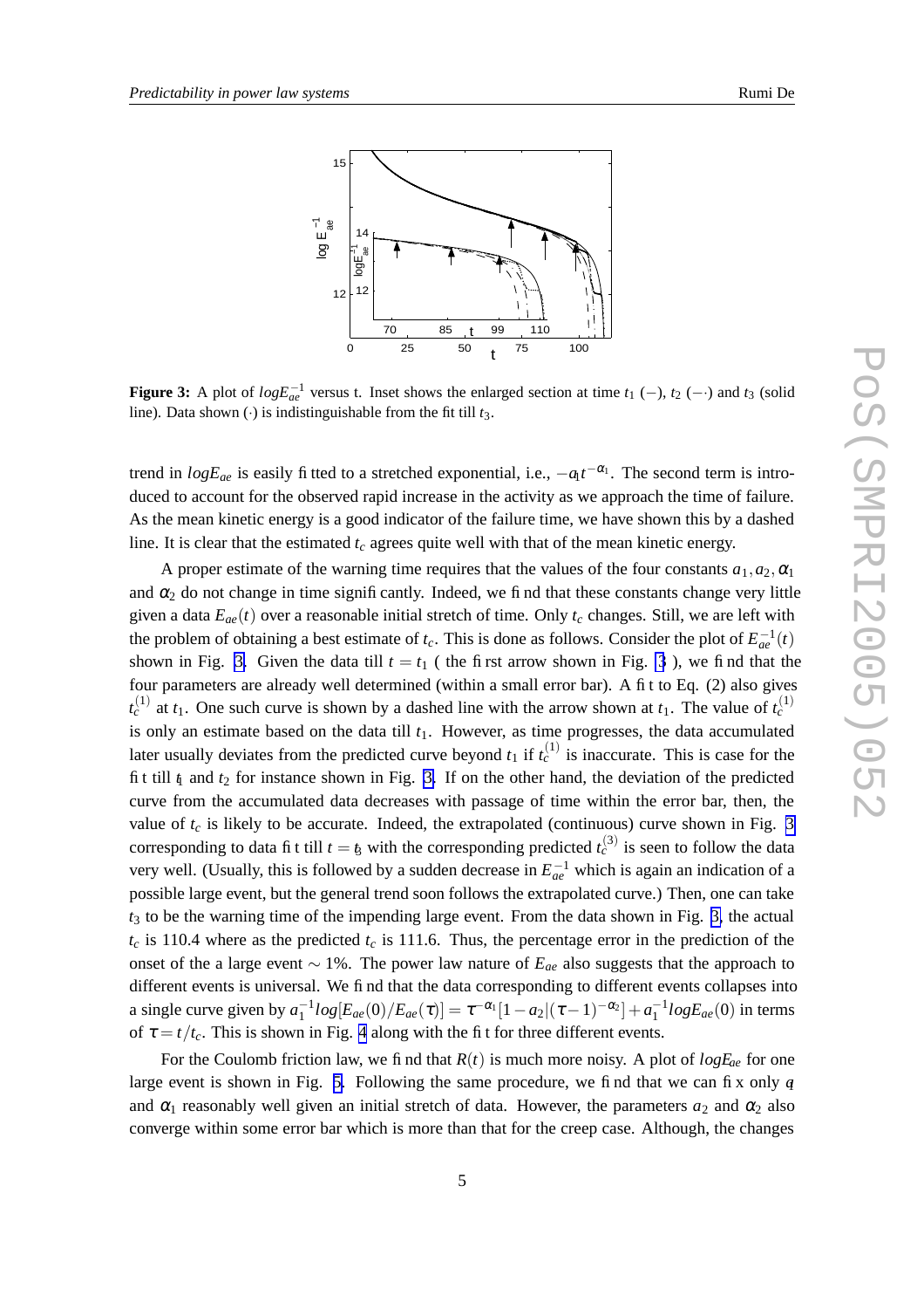**Figure 3:** A plot of $logE_{ae}^{-1}$ versus t. Inset shows the enlarged section at time $t_1$ (−), $t_2$ (−·) and $t_3$ (solid line). Data shown (·) is indistinguishable from the fit till $t_3$.

trend in $logE_{ae}$ is easily fitted to a stretched exponential, i.e., $-a_1 t^{-\alpha_1}$. The second term is introduced to account for the observed rapid increase in the activity as we approach the time of failure. As the mean kinetic energy is a good indicator of the failure time, we have shown this by a dashed line. It is clear that the estimated $t_c$ agrees quite well with that of the mean kinetic energy.

A proper estimate of the warning time requires that the values of the four constants $a_1, a_2, \alpha_1$ and $\alpha_2$ do not change in time significantly. Indeed, we find that these constants change very little given a data $E_{ae}(t)$ over a reasonable initial stretch of time. Only $t_c$ changes. Still, we are left with the problem of obtaining a best estimate of $t_c$. This is done as follows. Consider the plot of $E_{ae}^{-1}(t)$ shown in Fig. 3. Given the data till $t = t_1$ ( the first arrow shown in Fig. 3 ), we find that the four parameters are already well determined (within a small error bar). A fit to Eq. (2) also gives $t_c^{(1)}$ at $t_1$. One such curve is shown by a dashed line with the arrow shown at $t_1$. The value of $t_c^{(1)}$ is only an estimate based on the data till $t_1$. However, as time progresses, the data accumulated later usually deviates from the predicted curve beyond $t_1$ if $t_c^{(1)}$ is inaccurate. This is case for the fit till $t_1$ and $t_2$ for instance shown in Fig. 3. If on the other hand, the deviation of the predicted curve from the accumulated data decreases with passage of time within the error bar, then, the value of $t_c$ is likely to be accurate. Indeed, the extrapolated (continuous) curve shown in Fig. 3 corresponding to data fit till $t = t_3$ with the corresponding predicted $t_c^{(3)}$ is seen to follow the data very well. (Usually, this is followed by a sudden decrease in $E_{ae}^{-1}$ which is again an indication of a possible large event, but the general trend soon follows the extrapolated curve.) Then, one can take $t_3$ to be the warning time of the impending large event. From the data shown in Fig. 3, the actual $t_c$ is 110.4 where as the predicted $t_c$ is 111.6. Thus, the percentage error in the prediction of the onset of the a large event $\sim 1\%$. The power law nature of $E_{ae}$ also suggests that the approach to different events is universal. We find that the data corresponding to different events collapses into a single curve given by $a_1^{-1}log[E_{ae}(0)/E_{ae}(\tau)] = \tau^{-\alpha_1}[1 - a_2|(\tau - 1)^{-\alpha_2}] + a_1^{-1}logE_{ae}(0)$ in terms of $\tau = t/t_c$. This is shown in Fig. 4 along with the fit for three different events.

For the Coulomb friction law, we find that $R(t)$ is much more noisy. A plot of $logE_{ae}$ for one large event is shown in Fig. 5. Following the same procedure, we find that we can fix only $a_1$ and $\alpha_1$ reasonably well given an initial stretch of data. However, the parameters $a_2$ and $\alpha_2$ also converge within some error bar which is more than that for the creep case. Although, the changes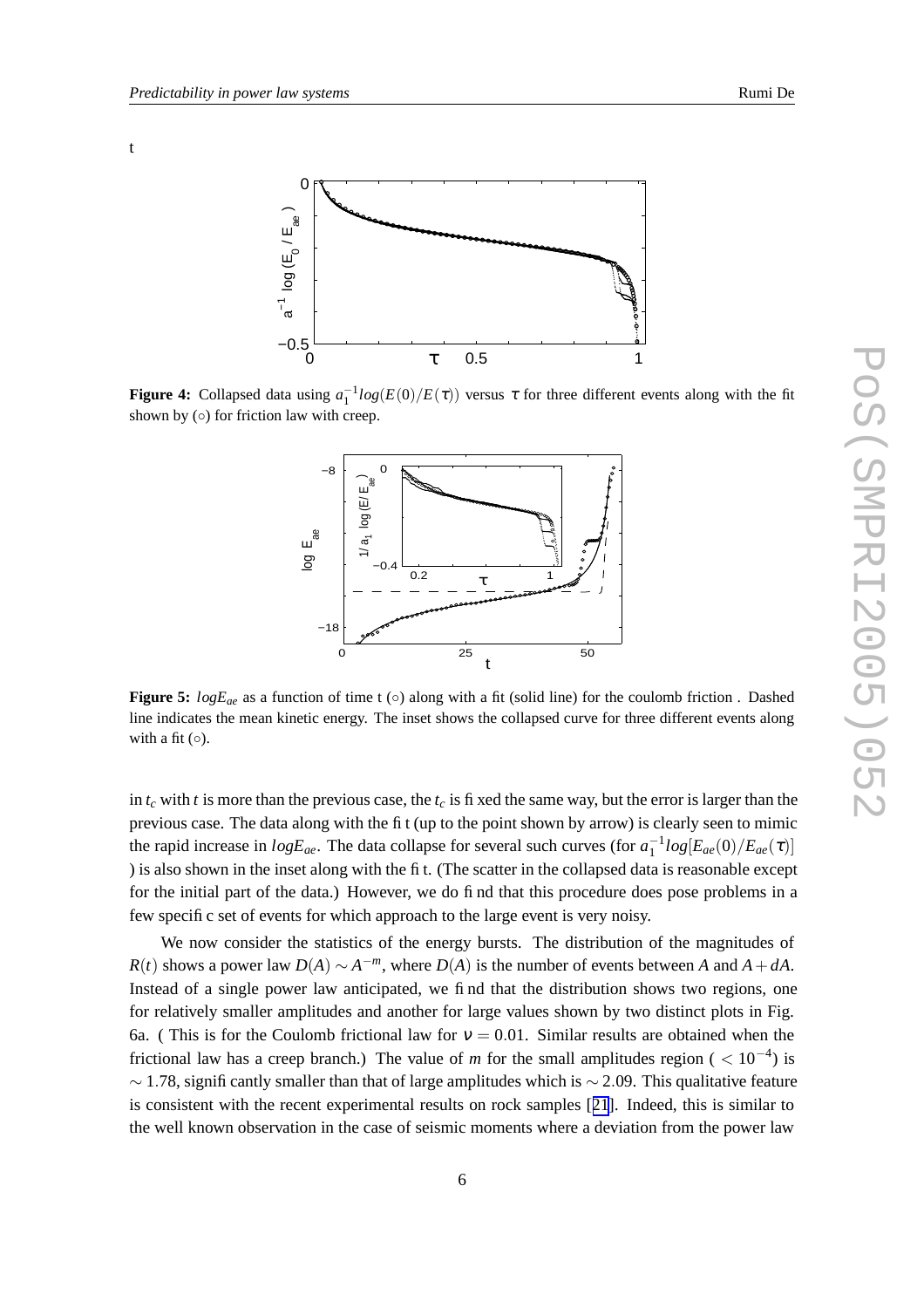t

**Figure 4:** Collapsed data using $a_1^{-1} log(E(0)/E(\tau))$ versus $\tau$ for three different events along with the fit shown by (○) for friction law with creep.

**Figure 5:** $logE_{ae}$ as a function of time t (○) along with a fit (solid line) for the coulomb friction . Dashed line indicates the mean kinetic energy. The inset shows the collapsed curve for three different events along with a fit (○).

in $t_c$ with $t$ is more than the previous case, the $t_c$ is fixed the same way, but the error is larger than the previous case. The data along with the fit (up to the point shown by arrow) is clearly seen to mimic the rapid increase in $logE_{ae}$. The data collapse for several such curves (for $a_1^{-1} log[E_{ae}(0)/E_{ae}(\tau)]$ ) is also shown in the inset along with the fit. (The scatter in the collapsed data is reasonable except for the initial part of the data.) However, we do find that this procedure does pose problems in a few specific set of events for which approach to the large event is very noisy.

We now consider the statistics of the energy bursts. The distribution of the magnitudes of $R(t)$ shows a power law $D(A) \sim A^{-m}$, where $D(A)$ is the number of events between $A$ and $A + dA$. Instead of a single power law anticipated, we find that the distribution shows two regions, one for relatively smaller amplitudes and another for large values shown by two distinct plots in Fig. 6a. ( This is for the Coulomb frictional law for $\nu = 0.01$. Similar results are obtained when the frictional law has a creep branch.) The value of $m$ for the small amplitudes region ( $< 10^{-4}$) is $\sim 1.78$, significantly smaller than that of large amplitudes which is $\sim 2.09$. This qualitative feature is consistent with the recent experimental results on rock samples [21]. Indeed, this is similar to the well known observation in the case of seismic moments where a deviation from the power law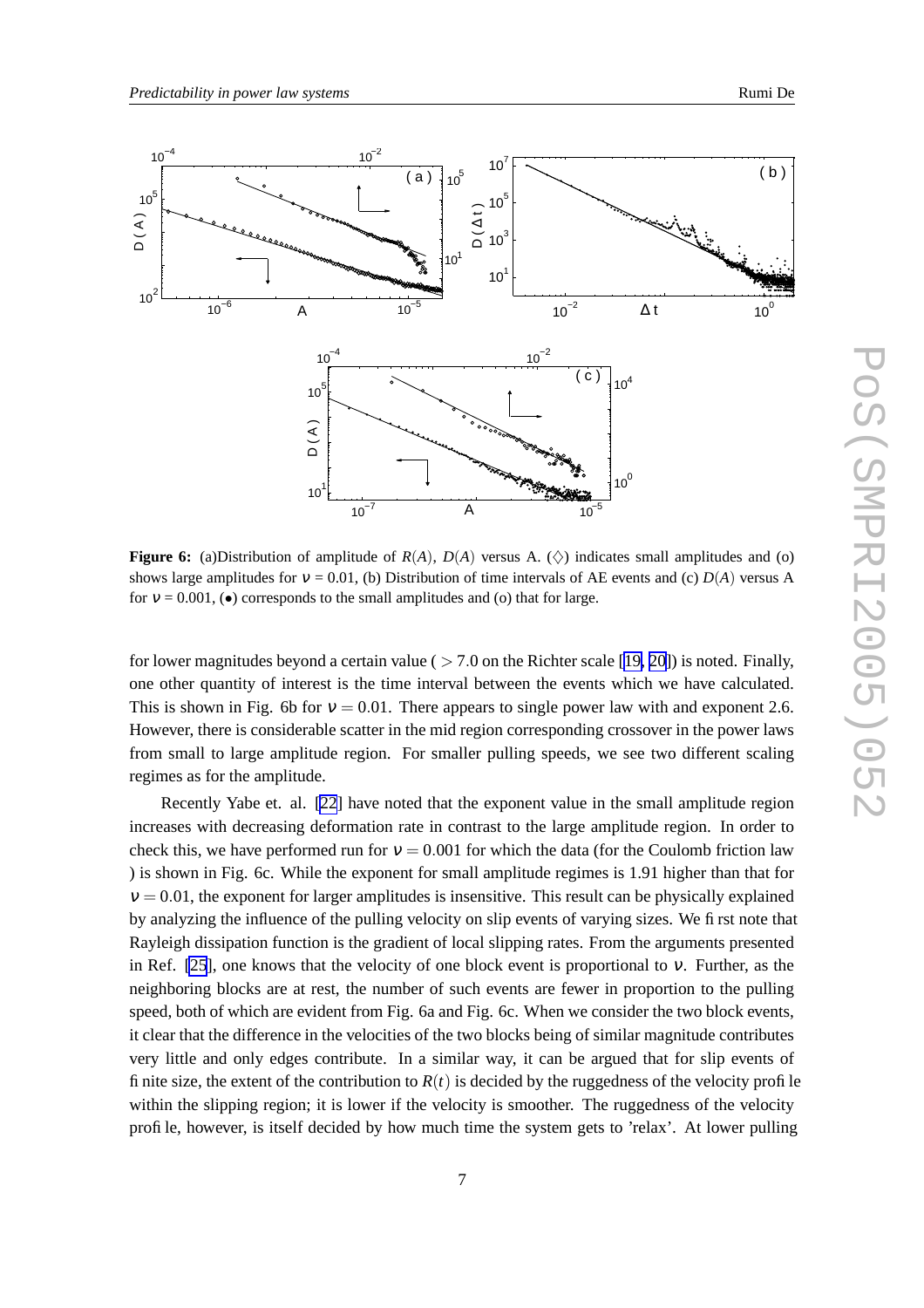**Figure 6:** (a)Distribution of amplitude of $R(A)$, $D(A)$ versus A. ($\diamondsuit$) indicates small amplitudes and (o) shows large amplitudes for $\nu$ = 0.01, (b) Distribution of time intervals of AE events and (c) $D(A)$ versus A for $\nu$ = 0.001, ($\bullet$) corresponds to the small amplitudes and (o) that for large.

for lower magnitudes beyond a certain value ( $> 7.0$ on the Richter scale [19, 20]) is noted. Finally, one other quantity of interest is the time interval between the events which we have calculated. This is shown in Fig. 6b for $\nu = 0.01$. There appears to single power law with and exponent 2.6. However, there is considerable scatter in the mid region corresponding crossover in the power laws from small to large amplitude region. For smaller pulling speeds, we see two different scaling regimes as for the amplitude.

Recently Yabe et. al. [22] have noted that the exponent value in the small amplitude region increases with decreasing deformation rate in contrast to the large amplitude region. In order to check this, we have performed run for $\nu = 0.001$ for which the data (for the Coulomb friction law ) is shown in Fig. 6c. While the exponent for small amplitude regimes is 1.91 higher than that for $\nu = 0.01$, the exponent for larger amplitudes is insensitive. This result can be physically explained by analyzing the influence of the pulling velocity on slip events of varying sizes. We first note that Rayleigh dissipation function is the gradient of local slipping rates. From the arguments presented in Ref. [25], one knows that the velocity of one block event is proportional to $\nu$. Further, as the neighboring blocks are at rest, the number of such events are fewer in proportion to the pulling speed, both of which are evident from Fig. 6a and Fig. 6c. When we consider the two block events, it clear that the difference in the velocities of the two blocks being of similar magnitude contributes very little and only edges contribute. In a similar way, it can be argued that for slip events of finite size, the extent of the contribution to $R(t)$ is decided by the ruggedness of the velocity profile within the slipping region; it is lower if the velocity is smoother. The ruggedness of the velocity profile, however, is itself decided by how much time the system gets to 'relax'. At lower pulling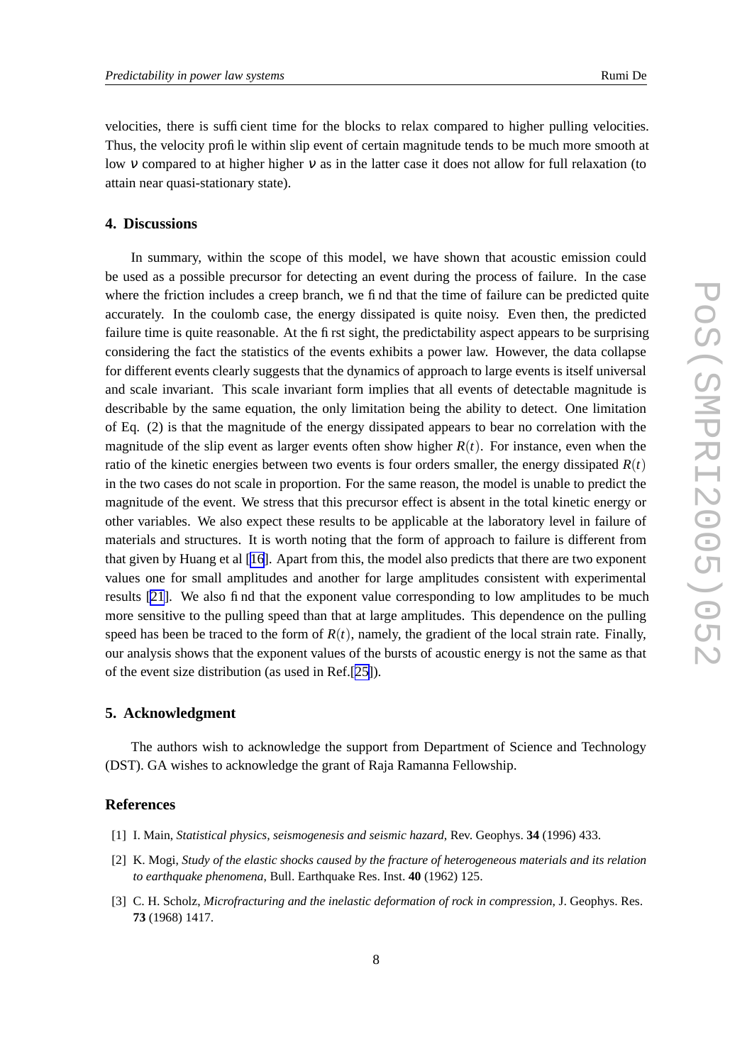velocities, there is sufficient time for the blocks to relax compared to higher pulling velocities. Thus, the velocity profile within slip event of certain magnitude tends to be much more smooth at low $\nu$ compared to at higher higher $\nu$ as in the latter case it does not allow for full relaxation (to attain near quasi-stationary state).

## 4. Discussions

In summary, within the scope of this model, we have shown that acoustic emission could be used as a possible precursor for detecting an event during the process of failure. In the case where the friction includes a creep branch, we find that the time of failure can be predicted quite accurately. In the coulomb case, the energy dissipated is quite noisy. Even then, the predicted failure time is quite reasonable. At the first sight, the predictability aspect appears to be surprising considering the fact the statistics of the events exhibits a power law. However, the data collapse for different events clearly suggests that the dynamics of approach to large events is itself universal and scale invariant. This scale invariant form implies that all events of detectable magnitude is describable by the same equation, the only limitation being the ability to detect. One limitation of Eq. (2) is that the magnitude of the energy dissipated appears to bear no correlation with the magnitude of the slip event as larger events often show higher $R(t)$. For instance, even when the ratio of the kinetic energies between two events is four orders smaller, the energy dissipated $R(t)$ in the two cases do not scale in proportion. For the same reason, the model is unable to predict the magnitude of the event. We stress that this precursor effect is absent in the total kinetic energy or other variables. We also expect these results to be applicable at the laboratory level in failure of materials and structures. It is worth noting that the form of approach to failure is different from that given by Huang et al [16]. Apart from this, the model also predicts that there are two exponent values one for small amplitudes and another for large amplitudes consistent with experimental results [21]. We also find that the exponent value corresponding to low amplitudes to be much more sensitive to the pulling speed than that at large amplitudes. This dependence on the pulling speed has been be traced to the form of $R(t)$, namely, the gradient of the local strain rate. Finally, our analysis shows that the exponent values of the bursts of acoustic energy is not the same as that of the event size distribution (as used in Ref.[25]).

## 5. Acknowledgment

The authors wish to acknowledge the support from Department of Science and Technology (DST). GA wishes to acknowledge the grant of Raja Ramanna Fellowship.

## References

[1] I. Main, *Statistical physics, seismogenesis and seismic hazard*, Rev. Geophys. **34** (1996) 433.

[2] K. Mogi, *Study of the elastic shocks caused by the fracture of heterogeneous materials and its relation to earthquake phenomena*, Bull. Earthquake Res. Inst. **40** (1962) 125.

[3] C. H. Scholz, *Microfracturing and the inelastic deformation of rock in compression*, J. Geophys. Res. **73** (1968) 1417.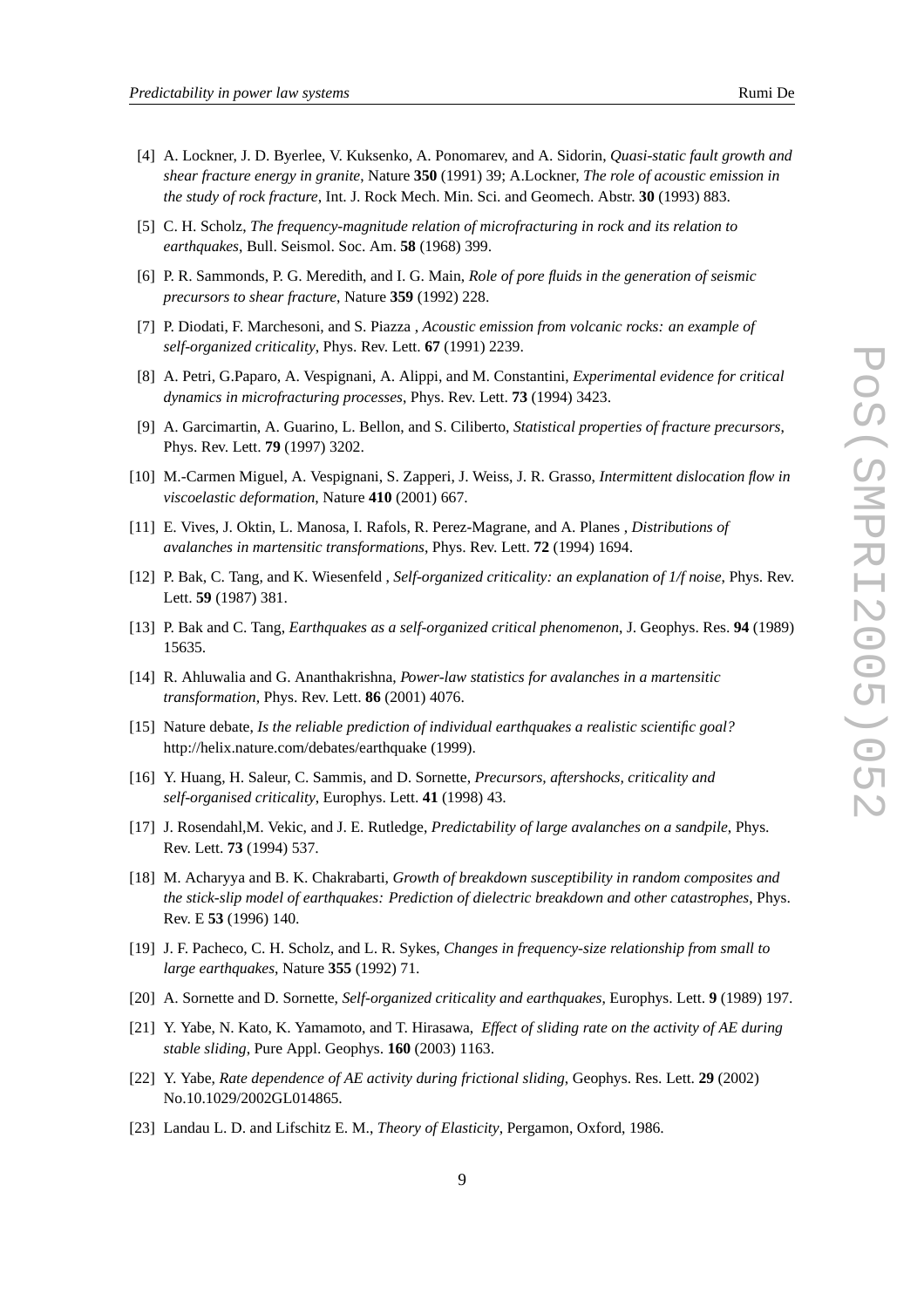[4] A. Lockner, J. D. Byerlee, V. Kuksenko, A. Ponomarev, and A. Sidorin, *Quasi-static fault growth and shear fracture energy in granite*, Nature **350** (1991) 39; A.Lockner, *The role of acoustic emission in the study of rock fracture*, Int. J. Rock Mech. Min. Sci. and Geomech. Abstr. **30** (1993) 883.

[5] C. H. Scholz, *The frequency-magnitude relation of microfracturing in rock and its relation to earthquakes*, Bull. Seismol. Soc. Am. **58** (1968) 399.

[6] P. R. Sammonds, P. G. Meredith, and I. G. Main, *Role of pore fluids in the generation of seismic precursors to shear fracture*, Nature **359** (1992) 228.

[7] P. Diodati, F. Marchesoni, and S. Piazza , *Acoustic emission from volcanic rocks: an example of self-organized criticality*, Phys. Rev. Lett. **67** (1991) 2239.

[8] A. Petri, G.Paparo, A. Vespignani, A. Alippi, and M. Constantini, *Experimental evidence for critical dynamics in microfracturing processes*, Phys. Rev. Lett. **73** (1994) 3423.

[9] A. Garcimartin, A. Guarino, L. Bellon, and S. Ciliberto, *Statistical properties of fracture precursors*, Phys. Rev. Lett. **79** (1997) 3202.

[10] M.-Carmen Miguel, A. Vespignani, S. Zapperi, J. Weiss, J. R. Grasso, *Intermittent dislocation flow in viscoelastic deformation*, Nature **410** (2001) 667.

[11] E. Vives, J. Oktin, L. Manosa, I. Rafols, R. Perez-Magrane, and A. Planes , *Distributions of avalanches in martensitic transformations*, Phys. Rev. Lett. **72** (1994) 1694.

[12] P. Bak, C. Tang, and K. Wiesenfeld , *Self-organized criticality: an explanation of 1/f noise*, Phys. Rev. Lett. **59** (1987) 381.

[13] P. Bak and C. Tang, *Earthquakes as a self-organized critical phenomenon*, J. Geophys. Res. **94** (1989) 15635.

[14] R. Ahluwalia and G. Ananthakrishna, *Power-law statistics for avalanches in a martensitic transformation*, Phys. Rev. Lett. **86** (2001) 4076.

[15] Nature debate, *Is the reliable prediction of individual earthquakes a realistic scientific goal?* http://helix.nature.com/debates/earthquake (1999).

[16] Y. Huang, H. Saleur, C. Sammis, and D. Sornette, *Precursors, aftershocks, criticality and self-organised criticality*, Europhys. Lett. **41** (1998) 43.

[17] J. Rosendahl,M. Vekic, and J. E. Rutledge, *Predictability of large avalanches on a sandpile*, Phys. Rev. Lett. **73** (1994) 537.

[18] M. Acharyya and B. K. Chakrabarti, *Growth of breakdown susceptibility in random composites and the stick-slip model of earthquakes: Prediction of dielectric breakdown and other catastrophes*, Phys. Rev. E **53** (1996) 140.

[19] J. F. Pacheco, C. H. Scholz, and L. R. Sykes, *Changes in frequency-size relationship from small to large earthquakes*, Nature **355** (1992) 71.

[20] A. Sornette and D. Sornette, *Self-organized criticality and earthquakes*, Europhys. Lett. **9** (1989) 197.

[21] Y. Yabe, N. Kato, K. Yamamoto, and T. Hirasawa, *Effect of sliding rate on the activity of AE during stable sliding*, Pure Appl. Geophys. **160** (2003) 1163.

[22] Y. Yabe, *Rate dependence of AE activity during frictional sliding*, Geophys. Res. Lett. **29** (2002) No.10.1029/2002GL014865.

[23] Landau L. D. and Lifschitz E. M., *Theory of Elasticity*, Pergamon, Oxford, 1986.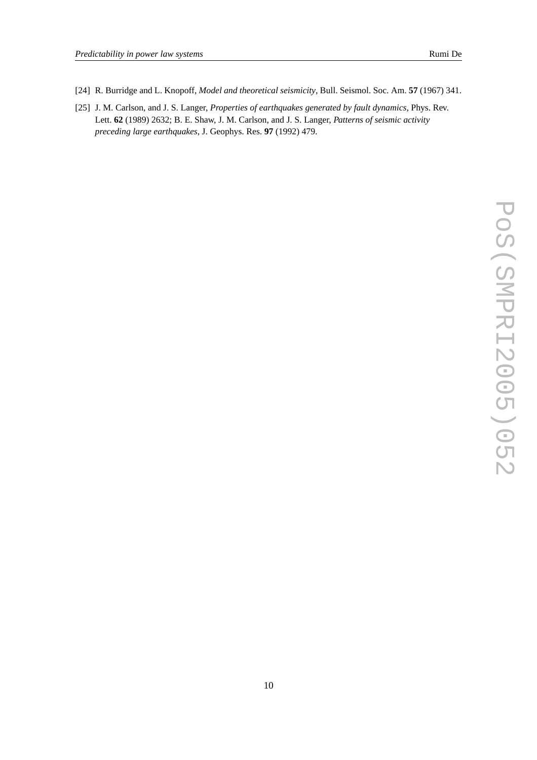[24] R. Burridge and L. Knopoff, *Model and theoretical seismicity*, Bull. Seismol. Soc. Am. **57** (1967) 341.

[25] J. M. Carlson, and J. S. Langer, *Properties of earthquakes generated by fault dynamics*, Phys. Rev. Lett. **62** (1989) 2632; B. E. Shaw, J. M. Carlson, and J. S. Langer, *Patterns of seismic activity preceding large earthquakes*, J. Geophys. Res. **97** (1992) 479.